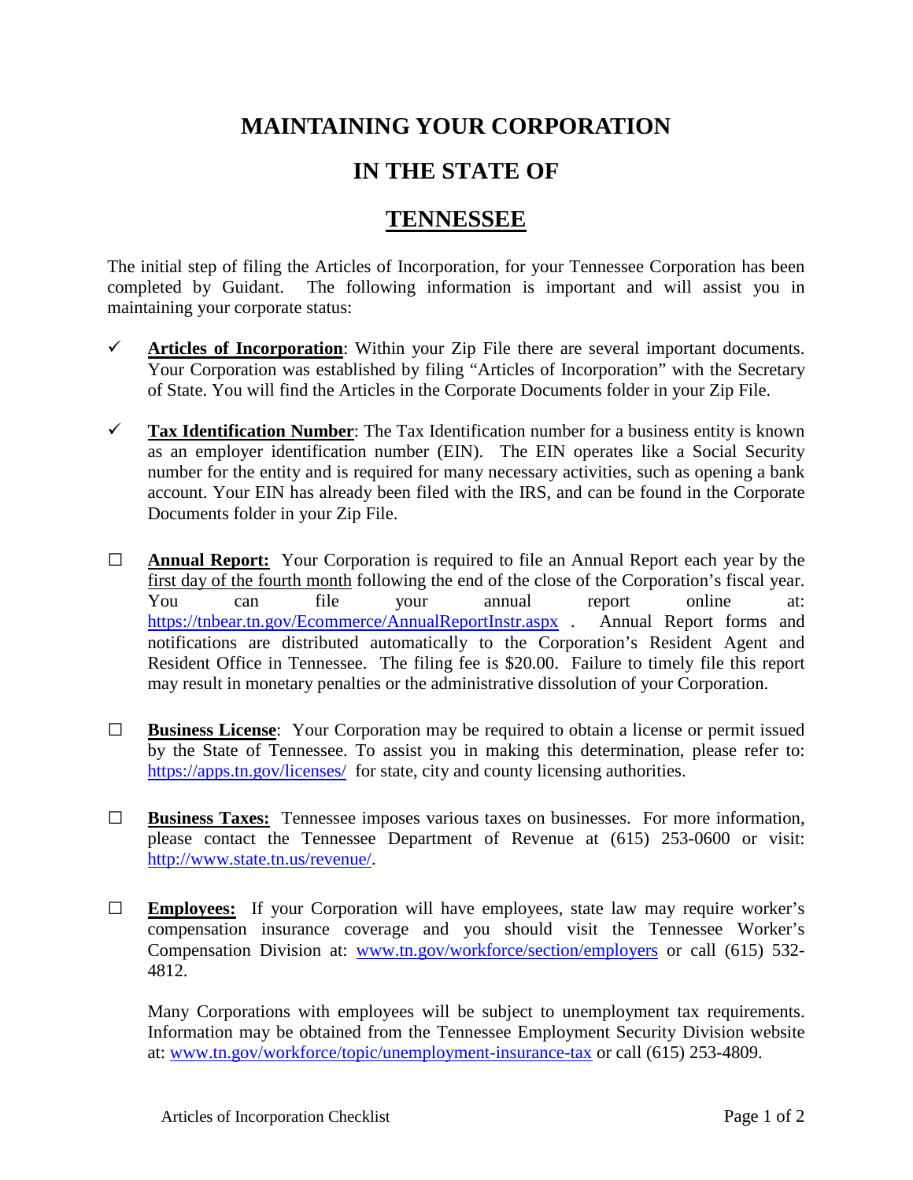# MAINTAINING YOUR CORPORATION

# IN THE STATE OF

# TENNESSEE

The initial step of filing the Articles of Incorporation, for your Tennessee Corporation has been completed by Guidant. The following information is important and will assist you in maintaining your corporate status:

- ✓ **Articles of Incorporation**: Within your Zip File there are several important documents. Your Corporation was established by filing "Articles of Incorporation" with the Secretary of State. You will find the Articles in the Corporate Documents folder in your Zip File.

- ✓ **Tax Identification Number**: The Tax Identification number for a business entity is known as an employer identification number (EIN). The EIN operates like a Social Security number for the entity and is required for many necessary activities, such as opening a bank account. Your EIN has already been filed with the IRS, and can be found in the Corporate Documents folder in your Zip File.

- ☐ **Annual Report:** Your Corporation is required to file an Annual Report each year by the first day of the fourth month following the end of the close of the Corporation's fiscal year. You can file your annual report online at: https://tnbear.tn.gov/Ecommerce/AnnualReportInstr.aspx . Annual Report forms and notifications are distributed automatically to the Corporation's Resident Agent and Resident Office in Tennessee. The filing fee is $20.00. Failure to timely file this report may result in monetary penalties or the administrative dissolution of your Corporation.

- ☐ **Business License**: Your Corporation may be required to obtain a license or permit issued by the State of Tennessee. To assist you in making this determination, please refer to: https://apps.tn.gov/licenses/ for state, city and county licensing authorities.

- ☐ **Business Taxes:** Tennessee imposes various taxes on businesses. For more information, please contact the Tennessee Department of Revenue at (615) 253-0600 or visit: http://www.state.tn.us/revenue/.

- ☐ **Employees:** If your Corporation will have employees, state law may require worker's compensation insurance coverage and you should visit the Tennessee Worker's Compensation Division at: www.tn.gov/workforce/section/employers or call (615) 532-4812.

  Many Corporations with employees will be subject to unemployment tax requirements. Information may be obtained from the Tennessee Employment Security Division website at: www.tn.gov/workforce/topic/unemployment-insurance-tax or call (615) 253-4809.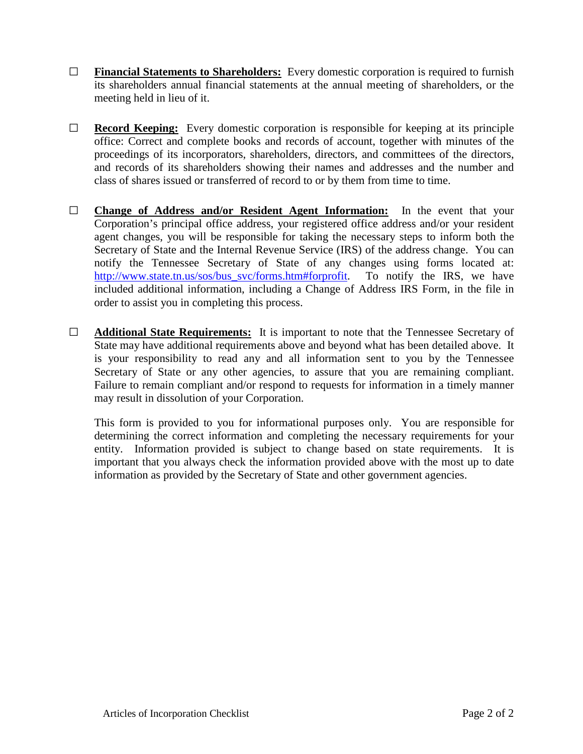- ☐ **Financial Statements to Shareholders:** Every domestic corporation is required to furnish its shareholders annual financial statements at the annual meeting of shareholders, or the meeting held in lieu of it.

- ☐ **Record Keeping:** Every domestic corporation is responsible for keeping at its principle office: Correct and complete books and records of account, together with minutes of the proceedings of its incorporators, shareholders, directors, and committees of the directors, and records of its shareholders showing their names and addresses and the number and class of shares issued or transferred of record to or by them from time to time.

- ☐ **Change of Address and/or Resident Agent Information:** In the event that your Corporation's principal office address, your registered office address and/or your resident agent changes, you will be responsible for taking the necessary steps to inform both the Secretary of State and the Internal Revenue Service (IRS) of the address change. You can notify the Tennessee Secretary of State of any changes using forms located at: [http://www.state.tn.us/sos/bus_svc/forms.htm#forprofit](http://www.state.tn.us/sos/bus_svc/forms.htm#forprofit). To notify the IRS, we have included additional information, including a Change of Address IRS Form, in the file in order to assist you in completing this process.

- ☐ **Additional State Requirements:** It is important to note that the Tennessee Secretary of State may have additional requirements above and beyond what has been detailed above. It is your responsibility to read any and all information sent to you by the Tennessee Secretary of State or any other agencies, to assure that you are remaining compliant. Failure to remain compliant and/or respond to requests for information in a timely manner may result in dissolution of your Corporation.

  This form is provided to you for informational purposes only. You are responsible for determining the correct information and completing the necessary requirements for your entity. Information provided is subject to change based on state requirements. It is important that you always check the information provided above with the most up to date information as provided by the Secretary of State and other government agencies.